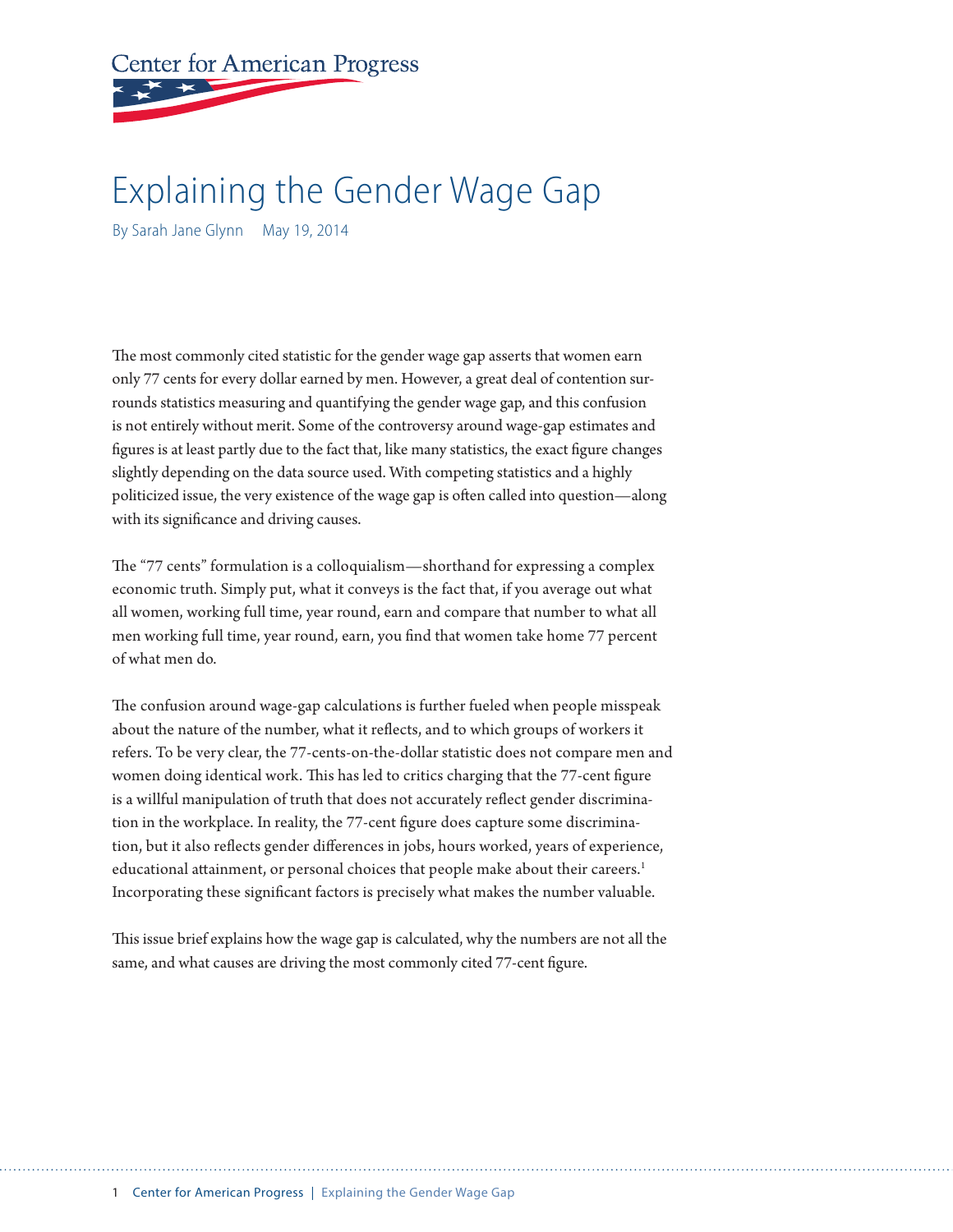Center for American Progress

# Explaining the Gender Wage Gap

By Sarah Jane Glynn May 19, 2014

The most commonly cited statistic for the gender wage gap asserts that women earn only 77 cents for every dollar earned by men. However, a great deal of contention surrounds statistics measuring and quantifying the gender wage gap, and this confusion is not entirely without merit. Some of the controversy around wage-gap estimates and figures is at least partly due to the fact that, like many statistics, the exact figure changes slightly depending on the data source used. With competing statistics and a highly politicized issue, the very existence of the wage gap is often called into question—along with its significance and driving causes.

The "77 cents" formulation is a colloquialism—shorthand for expressing a complex economic truth. Simply put, what it conveys is the fact that, if you average out what all women, working full time, year round, earn and compare that number to what all men working full time, year round, earn, you find that women take home 77 percent of what men do.

The confusion around wage-gap calculations is further fueled when people misspeak about the nature of the number, what it reflects, and to which groups of workers it refers. To be very clear, the 77-cents-on-the-dollar statistic does not compare men and women doing identical work. This has led to critics charging that the 77-cent figure is a willful manipulation of truth that does not accurately reflect gender discrimination in the workplace. In reality, the 77-cent figure does capture some discrimination, but it also reflects gender differences in jobs, hours worked, years of experience, educational attainment, or personal choices that people make about their careers.[1] Incorporating these significant factors is precisely what makes the number valuable.

This issue brief explains how the wage gap is calculated, why the numbers are not all the same, and what causes are driving the most commonly cited 77-cent figure.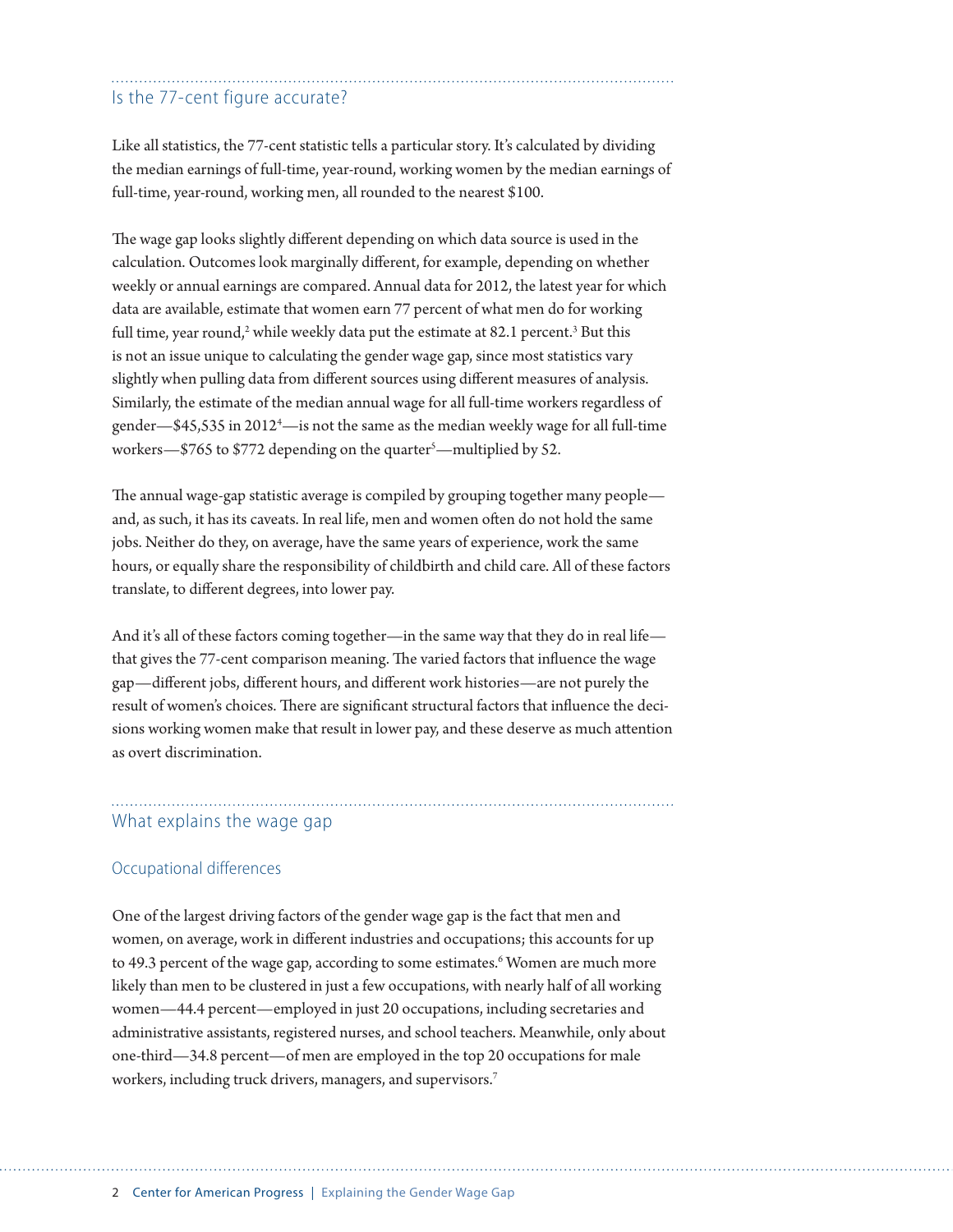## Is the 77-cent figure accurate?

Like all statistics, the 77-cent statistic tells a particular story. It's calculated by dividing the median earnings of full-time, year-round, working women by the median earnings of full-time, year-round, working men, all rounded to the nearest $100.

The wage gap looks slightly different depending on which data source is used in the calculation. Outcomes look marginally different, for example, depending on whether weekly or annual earnings are compared. Annual data for 2012, the latest year for which data are available, estimate that women earn 77 percent of what men do for working full time, year round,[2] while weekly data put the estimate at 82.1 percent.[3] But this is not an issue unique to calculating the gender wage gap, since most statistics vary slightly when pulling data from different sources using different measures of analysis. Similarly, the estimate of the median annual wage for all full-time workers regardless of gender—$45,535 in 2012[4]—is not the same as the median weekly wage for all full-time workers—$765 to $772 depending on the quarter[5]—multiplied by 52.

The annual wage-gap statistic average is compiled by grouping together many people—and, as such, it has its caveats. In real life, men and women often do not hold the same jobs. Neither do they, on average, have the same years of experience, work the same hours, or equally share the responsibility of childbirth and child care. All of these factors translate, to different degrees, into lower pay.

And it's all of these factors coming together—in the same way that they do in real life—that gives the 77-cent comparison meaning. The varied factors that influence the wage gap—different jobs, different hours, and different work histories—are not purely the result of women's choices. There are significant structural factors that influence the decisions working women make that result in lower pay, and these deserve as much attention as overt discrimination.

## What explains the wage gap

### Occupational differences

One of the largest driving factors of the gender wage gap is the fact that men and women, on average, work in different industries and occupations; this accounts for up to 49.3 percent of the wage gap, according to some estimates.[6] Women are much more likely than men to be clustered in just a few occupations, with nearly half of all working women—44.4 percent—employed in just 20 occupations, including secretaries and administrative assistants, registered nurses, and school teachers. Meanwhile, only about one-third—34.8 percent—of men are employed in the top 20 occupations for male workers, including truck drivers, managers, and supervisors.[7]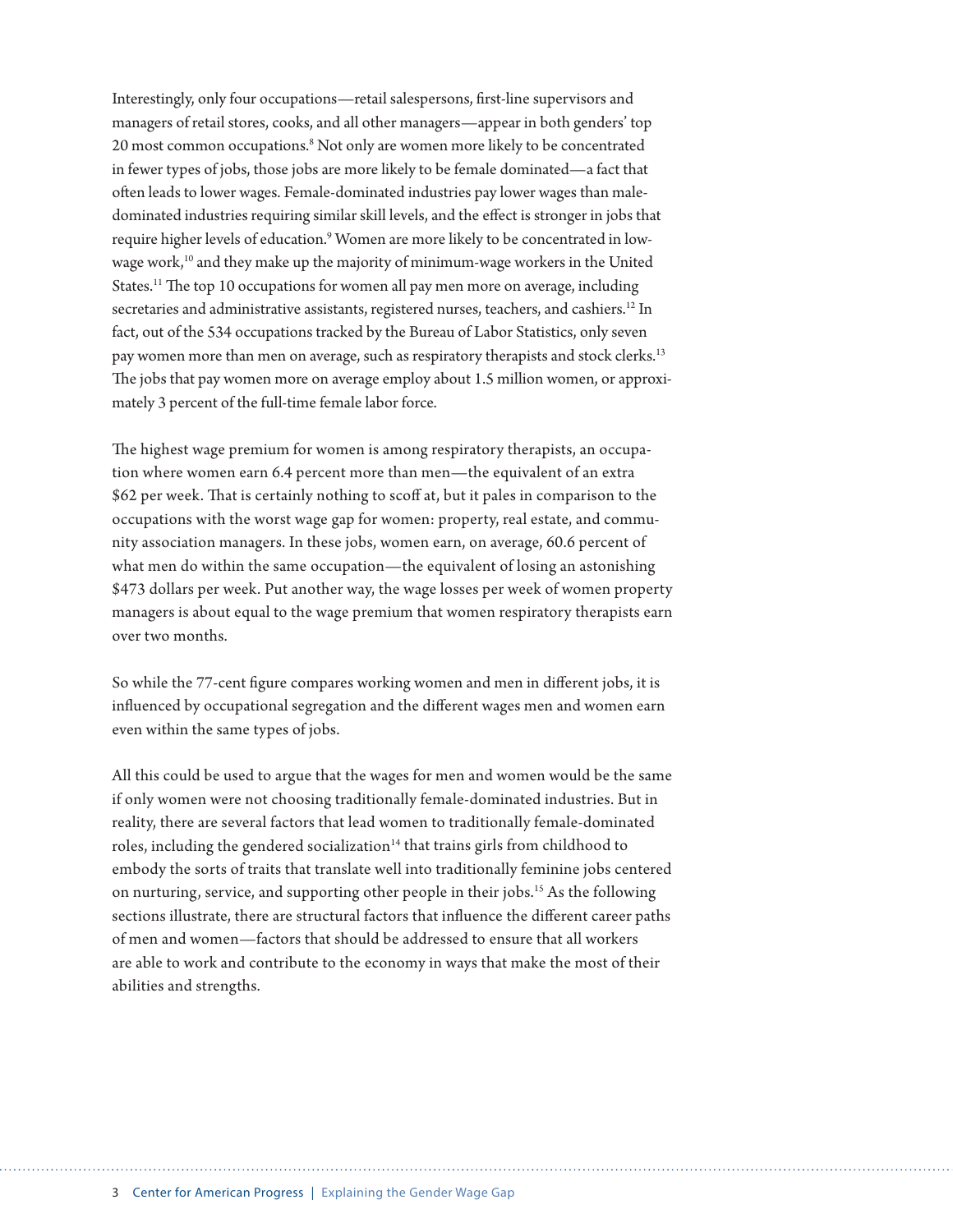Interestingly, only four occupations—retail salespersons, first-line supervisors and managers of retail stores, cooks, and all other managers—appear in both genders' top 20 most common occupations.[8] Not only are women more likely to be concentrated in fewer types of jobs, those jobs are more likely to be female dominated—a fact that often leads to lower wages. Female-dominated industries pay lower wages than male-dominated industries requiring similar skill levels, and the effect is stronger in jobs that require higher levels of education.[9] Women are more likely to be concentrated in low-wage work,[10] and they make up the majority of minimum-wage workers in the United States.[11] The top 10 occupations for women all pay men more on average, including secretaries and administrative assistants, registered nurses, teachers, and cashiers.[12] In fact, out of the 534 occupations tracked by the Bureau of Labor Statistics, only seven pay women more than men on average, such as respiratory therapists and stock clerks.[13] The jobs that pay women more on average employ about 1.5 million women, or approximately 3 percent of the full-time female labor force.

The highest wage premium for women is among respiratory therapists, an occupation where women earn 6.4 percent more than men—the equivalent of an extra $62 per week. That is certainly nothing to scoff at, but it pales in comparison to the occupations with the worst wage gap for women: property, real estate, and community association managers. In these jobs, women earn, on average, 60.6 percent of what men do within the same occupation—the equivalent of losing an astonishing $473 dollars per week. Put another way, the wage losses per week of women property managers is about equal to the wage premium that women respiratory therapists earn over two months.

So while the 77-cent figure compares working women and men in different jobs, it is influenced by occupational segregation and the different wages men and women earn even within the same types of jobs.

All this could be used to argue that the wages for men and women would be the same if only women were not choosing traditionally female-dominated industries. But in reality, there are several factors that lead women to traditionally female-dominated roles, including the gendered socialization[14] that trains girls from childhood to embody the sorts of traits that translate well into traditionally feminine jobs centered on nurturing, service, and supporting other people in their jobs.[15] As the following sections illustrate, there are structural factors that influence the different career paths of men and women—factors that should be addressed to ensure that all workers are able to work and contribute to the economy in ways that make the most of their abilities and strengths.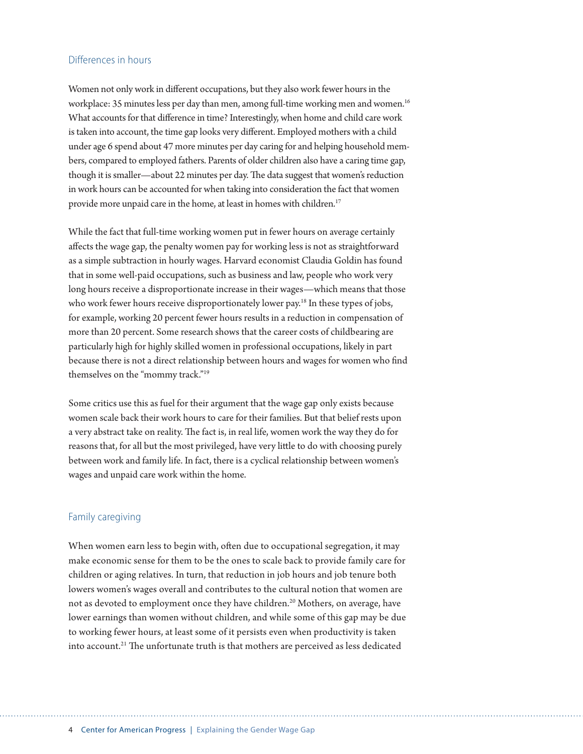## Differences in hours

Women not only work in different occupations, but they also work fewer hours in the workplace: 35 minutes less per day than men, among full-time working men and women.[16] What accounts for that difference in time? Interestingly, when home and child care work is taken into account, the time gap looks very different. Employed mothers with a child under age 6 spend about 47 more minutes per day caring for and helping household members, compared to employed fathers. Parents of older children also have a caring time gap, though it is smaller—about 22 minutes per day. The data suggest that women's reduction in work hours can be accounted for when taking into consideration the fact that women provide more unpaid care in the home, at least in homes with children.[17]

While the fact that full-time working women put in fewer hours on average certainly affects the wage gap, the penalty women pay for working less is not as straightforward as a simple subtraction in hourly wages. Harvard economist Claudia Goldin has found that in some well-paid occupations, such as business and law, people who work very long hours receive a disproportionate increase in their wages—which means that those who work fewer hours receive disproportionately lower pay.[18] In these types of jobs, for example, working 20 percent fewer hours results in a reduction in compensation of more than 20 percent. Some research shows that the career costs of childbearing are particularly high for highly skilled women in professional occupations, likely in part because there is not a direct relationship between hours and wages for women who find themselves on the "mommy track."[19]

Some critics use this as fuel for their argument that the wage gap only exists because women scale back their work hours to care for their families. But that belief rests upon a very abstract take on reality. The fact is, in real life, women work the way they do for reasons that, for all but the most privileged, have very little to do with choosing purely between work and family life. In fact, there is a cyclical relationship between women's wages and unpaid care work within the home.

## Family caregiving

When women earn less to begin with, often due to occupational segregation, it may make economic sense for them to be the ones to scale back to provide family care for children or aging relatives. In turn, that reduction in job hours and job tenure both lowers women's wages overall and contributes to the cultural notion that women are not as devoted to employment once they have children.[20] Mothers, on average, have lower earnings than women without children, and while some of this gap may be due to working fewer hours, at least some of it persists even when productivity is taken into account.[21] The unfortunate truth is that mothers are perceived as less dedicated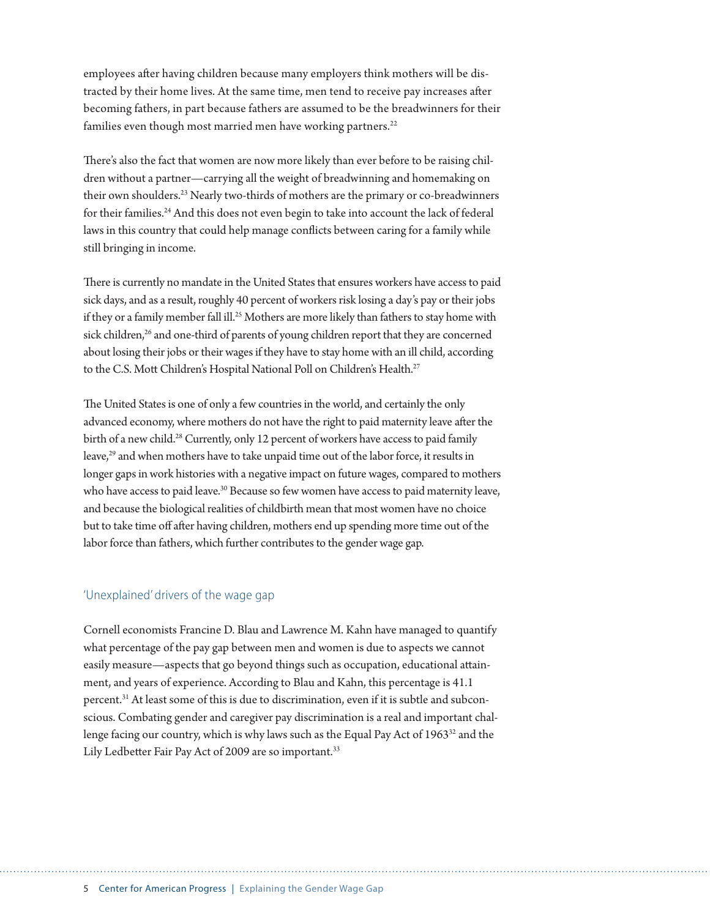employees after having children because many employers think mothers will be distracted by their home lives. At the same time, men tend to receive pay increases after becoming fathers, in part because fathers are assumed to be the breadwinners for their families even though most married men have working partners.[22]

There's also the fact that women are now more likely than ever before to be raising children without a partner—carrying all the weight of breadwinning and homemaking on their own shoulders.[23] Nearly two-thirds of mothers are the primary or co-breadwinners for their families.[24] And this does not even begin to take into account the lack of federal laws in this country that could help manage conflicts between caring for a family while still bringing in income.

There is currently no mandate in the United States that ensures workers have access to paid sick days, and as a result, roughly 40 percent of workers risk losing a day's pay or their jobs if they or a family member fall ill.[25] Mothers are more likely than fathers to stay home with sick children,[26] and one-third of parents of young children report that they are concerned about losing their jobs or their wages if they have to stay home with an ill child, according to the C.S. Mott Children's Hospital National Poll on Children's Health.[27]

The United States is one of only a few countries in the world, and certainly the only advanced economy, where mothers do not have the right to paid maternity leave after the birth of a new child.[28] Currently, only 12 percent of workers have access to paid family leave,[29] and when mothers have to take unpaid time out of the labor force, it results in longer gaps in work histories with a negative impact on future wages, compared to mothers who have access to paid leave.[30] Because so few women have access to paid maternity leave, and because the biological realities of childbirth mean that most women have no choice but to take time off after having children, mothers end up spending more time out of the labor force than fathers, which further contributes to the gender wage gap.

## 'Unexplained' drivers of the wage gap

Cornell economists Francine D. Blau and Lawrence M. Kahn have managed to quantify what percentage of the pay gap between men and women is due to aspects we cannot easily measure—aspects that go beyond things such as occupation, educational attainment, and years of experience. According to Blau and Kahn, this percentage is 41.1 percent.[31] At least some of this is due to discrimination, even if it is subtle and subconscious. Combating gender and caregiver pay discrimination is a real and important challenge facing our country, which is why laws such as the Equal Pay Act of 1963[32] and the Lily Ledbetter Fair Pay Act of 2009 are so important.[33]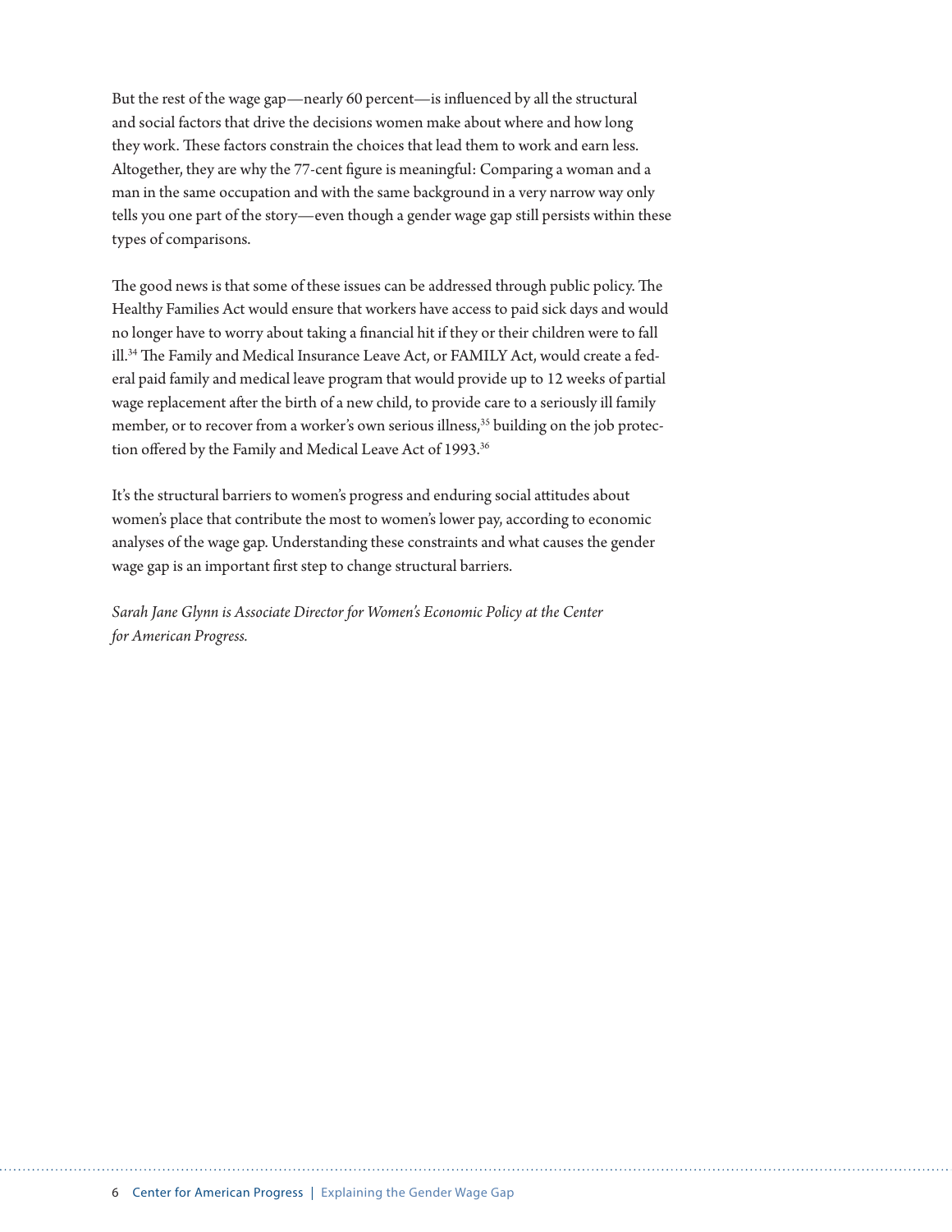But the rest of the wage gap—nearly 60 percent—is influenced by all the structural and social factors that drive the decisions women make about where and how long they work. These factors constrain the choices that lead them to work and earn less. Altogether, they are why the 77-cent figure is meaningful: Comparing a woman and a man in the same occupation and with the same background in a very narrow way only tells you one part of the story—even though a gender wage gap still persists within these types of comparisons.

The good news is that some of these issues can be addressed through public policy. The Healthy Families Act would ensure that workers have access to paid sick days and would no longer have to worry about taking a financial hit if they or their children were to fall ill.[34] The Family and Medical Insurance Leave Act, or FAMILY Act, would create a federal paid family and medical leave program that would provide up to 12 weeks of partial wage replacement after the birth of a new child, to provide care to a seriously ill family member, or to recover from a worker's own serious illness,[35] building on the job protection offered by the Family and Medical Leave Act of 1993.[36]

It's the structural barriers to women's progress and enduring social attitudes about women's place that contribute the most to women's lower pay, according to economic analyses of the wage gap. Understanding these constraints and what causes the gender wage gap is an important first step to change structural barriers.

*Sarah Jane Glynn is Associate Director for Women's Economic Policy at the Center for American Progress.*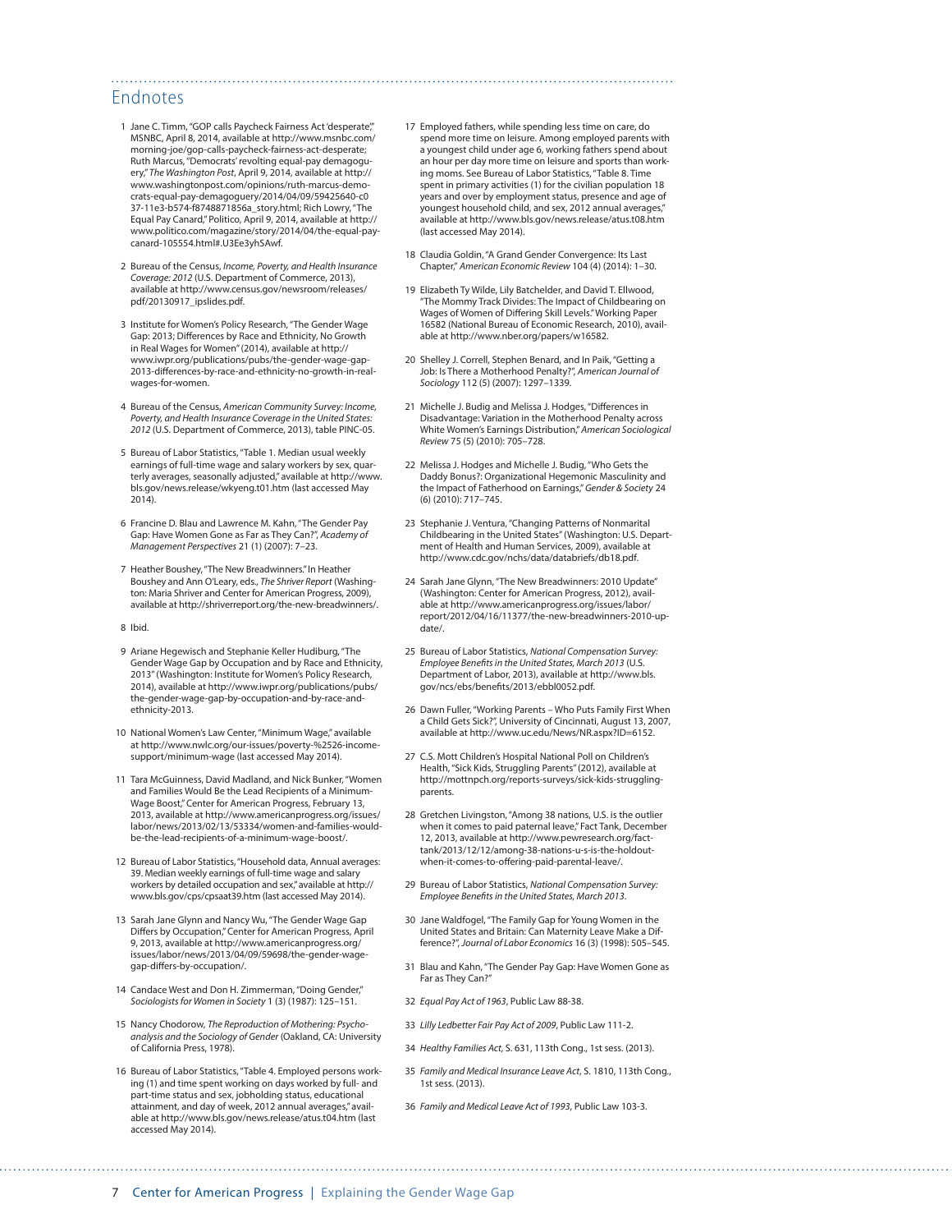## Endnotes

1. Jane C. Timm, "GOP calls Paycheck Fairness Act 'desperate,'" MSNBC, April 8, 2014, available at http://www.msnbc.com/morning-joe/gop-calls-paycheck-fairness-act-desperate; Ruth Marcus, "Democrats' revolting equal-pay demagoguery," *The Washington Post*, April 9, 2014, available at http://www.washingtonpost.com/opinions/ruth-marcus-democrats-equal-pay-demagoguery/2014/04/09/59425640-c037-11e3-b574-f8748871856a_story.html; Rich Lowry, "The Equal Pay Canard," Politico, April 9, 2014, available at http://www.politico.com/magazine/story/2014/04/the-equal-pay-canard-105554.html#.U3Ee3yhSAwf.
2. Bureau of the Census, *Income, Poverty, and Health Insurance Coverage: 2012* (U.S. Department of Commerce, 2013), available at http://www.census.gov/newsroom/releases/pdf/20130917_ipslides.pdf.
3. Institute for Women's Policy Research, "The Gender Wage Gap: 2013; Differences by Race and Ethnicity, No Growth in Real Wages for Women" (2014), available at http://www.iwpr.org/publications/pubs/the-gender-wage-gap-2013-differences-by-race-and-ethnicity-no-growth-in-real-wages-for-women.
4. Bureau of the Census, *American Community Survey: Income, Poverty, and Health Insurance Coverage in the United States: 2012* (U.S. Department of Commerce, 2013), table PINC-05.
5. Bureau of Labor Statistics, "Table 1. Median usual weekly earnings of full-time wage and salary workers by sex, quarterly averages, seasonally adjusted," available at http://www.bls.gov/news.release/wkyeng.t01.htm (last accessed May 2014).
6. Francine D. Blau and Lawrence M. Kahn, "The Gender Pay Gap: Have Women Gone as Far as They Can?", *Academy of Management Perspectives* 21 (1) (2007): 7–23.
7. Heather Boushey, "The New Breadwinners." In Heather Boushey and Ann O'Leary, eds., *The Shriver Report* (Washington: Maria Shriver and Center for American Progress, 2009), available at http://shriverreport.org/the-new-breadwinners/.
8. Ibid.
9. Ariane Hegewisch and Stephanie Keller Hudiburg, "The Gender Wage Gap by Occupation and by Race and Ethnicity, 2013" (Washington: Institute for Women's Policy Research, 2014), available at http://www.iwpr.org/publications/pubs/the-gender-wage-gap-by-occupation-and-by-race-and-ethnicity-2013.
10. National Women's Law Center, "Minimum Wage," available at http://www.nwlc.org/our-issues/poverty-%2526-income-support/minimum-wage (last accessed May 2014).
11. Tara McGuinness, David Madland, and Nick Bunker, "Women and Families Would Be the Lead Recipients of a Minimum-Wage Boost," Center for American Progress, February 13, 2013, available at http://www.americanprogress.org/issues/labor/news/2013/02/13/53334/women-and-families-would-be-the-lead-recipients-of-a-minimum-wage-boost/.
12. Bureau of Labor Statistics, "Household data, Annual averages: 39. Median weekly earnings of full-time wage and salary workers by detailed occupation and sex," available at http://www.bls.gov/cps/cpsaat39.htm (last accessed May 2014).
13. Sarah Jane Glynn and Nancy Wu, "The Gender Wage Gap Differs by Occupation," Center for American Progress, April 9, 2013, available at http://www.americanprogress.org/issues/labor/news/2013/04/09/59698/the-gender-wage-gap-differs-by-occupation/.
14. Candace West and Don H. Zimmerman, "Doing Gender," *Sociologists for Women in Society* 1 (3) (1987): 125–151.
15. Nancy Chodorow, *The Reproduction of Mothering: Psychoanalysis and the Sociology of Gender* (Oakland, CA: University of California Press, 1978).
16. Bureau of Labor Statistics, "Table 4. Employed persons working (1) and time spent working on days worked by full- and part-time status and sex, jobholding status, educational attainment, and day of week, 2012 annual averages," available at http://www.bls.gov/news.release/atus.t04.htm (last accessed May 2014).
17. Employed fathers, while spending less time on care, do spend more time on leisure. Among employed parents with a youngest child under age 6, working fathers spend about an hour per day more time on leisure and sports than working moms. See Bureau of Labor Statistics, "Table 8. Time spent in primary activities (1) for the civilian population 18 years and over by employment status, presence and age of youngest household child, and sex, 2012 annual averages," available at http://www.bls.gov/news.release/atus.t08.htm (last accessed May 2014).
18. Claudia Goldin, "A Grand Gender Convergence: Its Last Chapter," *American Economic Review* 104 (4) (2014): 1–30.
19. Elizabeth Ty Wilde, Lily Batchelder, and David T. Ellwood, "The Mommy Track Divides: The Impact of Childbearing on Wages of Women of Differing Skill Levels." Working Paper 16582 (National Bureau of Economic Research, 2010), available at http://www.nber.org/papers/w16582.
20. Shelley J. Correll, Stephen Benard, and In Paik, "Getting a Job: Is There a Motherhood Penalty?", *American Journal of Sociology* 112 (5) (2007): 1297–1339.
21. Michelle J. Budig and Melissa J. Hodges, "Differences in Disadvantage: Variation in the Motherhood Penalty across White Women's Earnings Distribution," *American Sociological Review* 75 (5) (2010): 705–728.
22. Melissa J. Hodges and Michelle J. Budig, "Who Gets the Daddy Bonus?: Organizational Hegemonic Masculinity and the Impact of Fatherhood on Earnings," *Gender & Society* 24 (6) (2010): 717–745.
23. Stephanie J. Ventura, "Changing Patterns of Nonmarital Childbearing in the United States" (Washington: U.S. Department of Health and Human Services, 2009), available at http://www.cdc.gov/nchs/data/databriefs/db18.pdf.
24. Sarah Jane Glynn, "The New Breadwinners: 2010 Update" (Washington: Center for American Progress, 2012), available at http://www.americanprogress.org/issues/labor/report/2012/04/16/11377/the-new-breadwinners-2010-update/.
25. Bureau of Labor Statistics, *National Compensation Survey: Employee Benefits in the United States, March 2013* (U.S. Department of Labor, 2013), available at http://www.bls.gov/ncs/ebs/benefits/2013/ebbl0052.pdf.
26. Dawn Fuller, "Working Parents – Who Puts Family First When a Child Gets Sick?", University of Cincinnati, August 13, 2007, available at http://www.uc.edu/News/NR.aspx?ID=6152.
27. C.S. Mott Children's Hospital National Poll on Children's Health, "Sick Kids, Struggling Parents" (2012), available at http://mottnpch.org/reports-surveys/sick-kids-struggling-parents.
28. Gretchen Livingston, "Among 38 nations, U.S. is the outlier when it comes to paid paternal leave," Fact Tank, December 12, 2013, available at http://www.pewresearch.org/fact-tank/2013/12/12/among-38-nations-u-s-is-the-holdout-when-it-comes-to-offering-paid-parental-leave/.
29. Bureau of Labor Statistics, *National Compensation Survey: Employee Benefits in the United States, March 2013*.
30. Jane Waldfogel, "The Family Gap for Young Women in the United States and Britain: Can Maternity Leave Make a Difference?", *Journal of Labor Economics* 16 (3) (1998): 505–545.
31. Blau and Kahn, "The Gender Pay Gap: Have Women Gone as Far as They Can?"
32. *Equal Pay Act of 1963*, Public Law 88-38.
33. *Lilly Ledbetter Fair Pay Act of 2009*, Public Law 111-2.
34. *Healthy Families Act*, S. 631, 113th Cong., 1st sess. (2013).
35. *Family and Medical Insurance Leave Act*, S. 1810, 113th Cong., 1st sess. (2013).
36. *Family and Medical Leave Act of 1993*, Public Law 103-3.